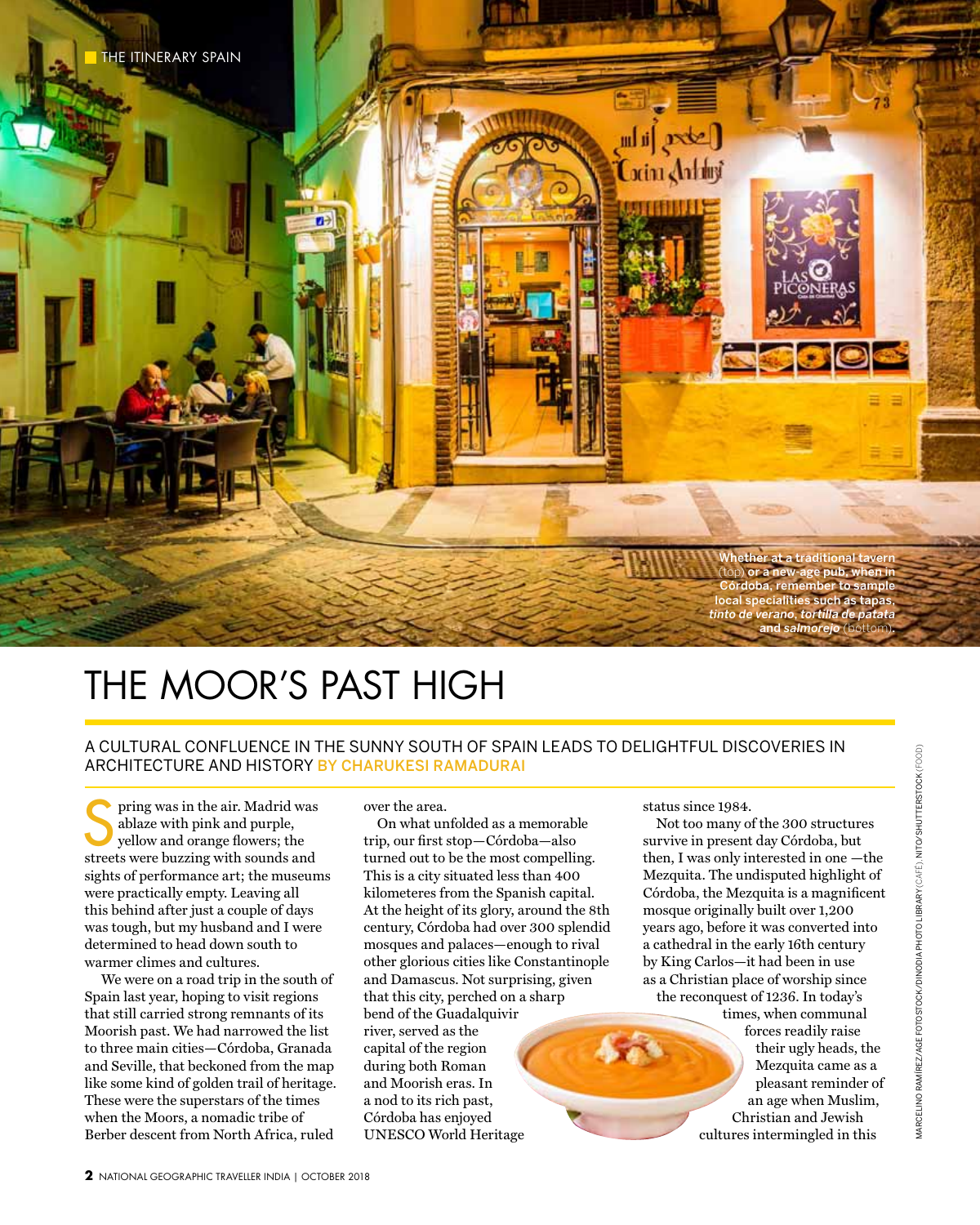Whether at a traditional tavern (top) or a new-age pub, when in Córdoba, remember to sample local specialities such as tapas, *tinto de verano*, *tortilla de patata* and *salmorejo* (bottom).

# THE MOOR'S PAST HIGH

A CULTURAL CONFLUENCE IN THE SUNNY SOUTH OF SPAIN LEADS TO DELIGHTFUL DISCOVERIES IN ARCHITECTURE AND HISTORY BY CHARUKESI RAMADURAI

Spring was in the air. Madrid was ablaze with pink and purple, yellow and orange flowers; the streets were buzzing with sounds and sights of performance art; the museums were practically empty. Leaving all this behind after just a couple of days was tough, but my husband and I were determined to head down south to warmer climes and cultures.

We were on a road trip in the south of Spain last year, hoping to visit regions that still carried strong remnants of its Moorish past. We had narrowed the list to three main cities—Córdoba, Granada and Seville, that beckoned from the map like some kind of golden trail of heritage. These were the superstars of the times when the Moors, a nomadic tribe of Berber descent from North Africa, ruled over the area.

On what unfolded as a memorable trip, our first stop—Córdoba—also turned out to be the most compelling. This is a city situated less than 400 kilometeres from the Spanish capital. At the height of its glory, around the 8th century, Córdoba had over 300 splendid mosques and palaces—enough to rival other glorious cities like Constantinople and Damascus. Not surprising, given that this city, perched on a sharp bend of the Guadalquivir river, served as the capital of the region during both Roman and Moorish eras. In a nod to its rich past, Córdoba has enjoyed UNESCO World Heritage status since 1984.

Not too many of the 300 structures survive in present day Córdoba, but then, I was only interested in one —the Mezquita. The undisputed highlight of Córdoba, the Mezquita is a magnificent mosque originally built over 1,200 years ago, before it was converted into a cathedral in the early 16th century by King Carlos—it had been in use as a Christian place of worship since the reconquest of 1236. In today's times, when communal forces readily raise their ugly heads, the Mezquita came as a pleasant reminder of an age when Muslim, Christian and Jewish cultures intermingled in this

MARCELINO RAMÍREZ/AGE FOTOSTOCK/DINODIA PHOTO LIBRARY (CAFÉ); NITO/SHUTTERSTOCK (FOOD)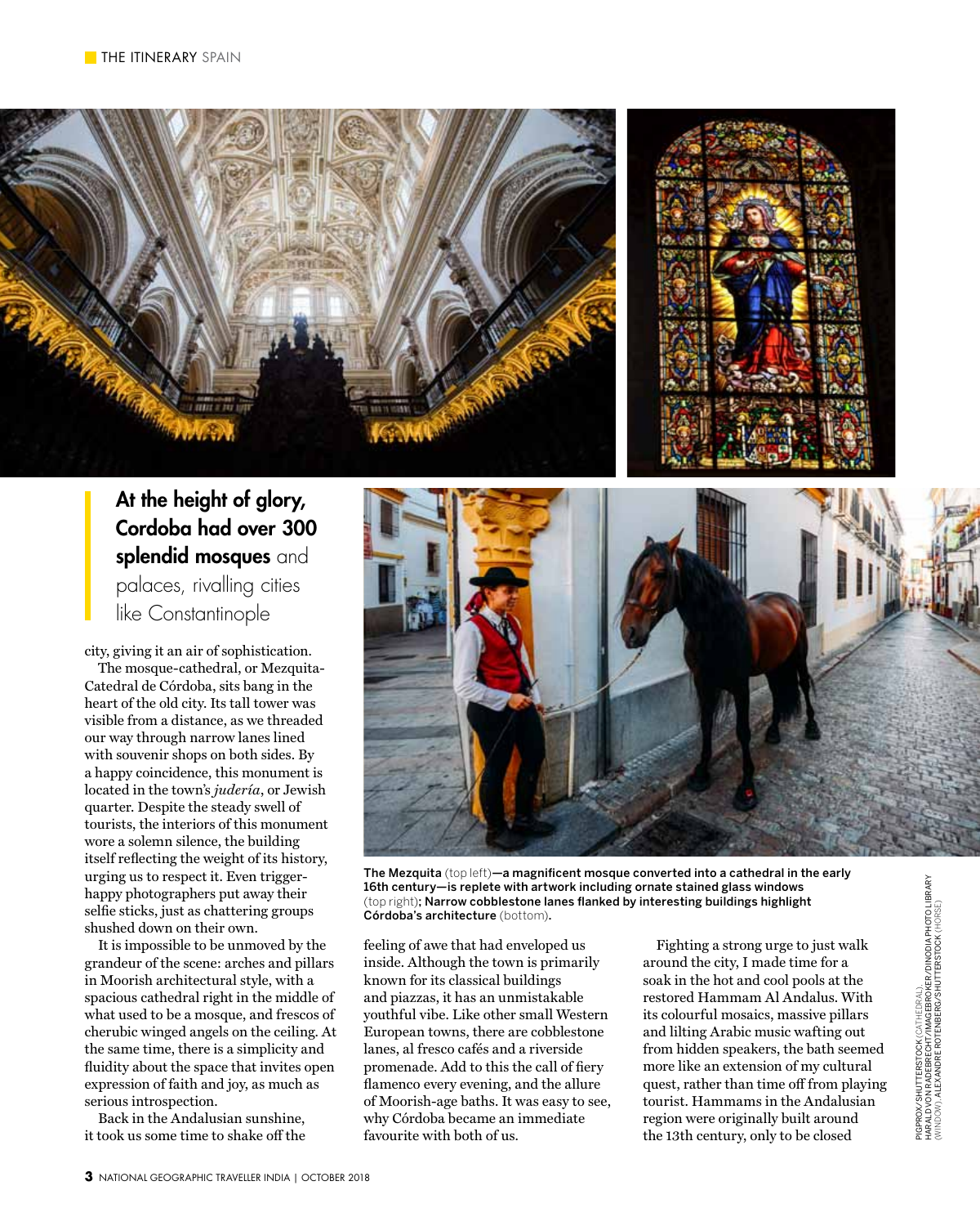**At the height of glory, Cordoba had over 300 splendid mosques** and palaces, rivalling cities like Constantinople

city, giving it an air of sophistication.

The mosque-cathedral, or Mezquita-Catedral de Córdoba, sits bang in the heart of the old city. Its tall tower was visible from a distance, as we threaded our way through narrow lanes lined with souvenir shops on both sides. By a happy coincidence, this monument is located in the town's *judería*, or Jewish quarter. Despite the steady swell of tourists, the interiors of this monument wore a solemn silence, the building itself reflecting the weight of its history, urging us to respect it. Even trigger-happy photographers put away their selfie sticks, just as chattering groups shushed down on their own.

It is impossible to be unmoved by the grandeur of the scene: arches and pillars in Moorish architectural style, with a spacious cathedral right in the middle of what used to be a mosque, and frescos of cherubic winged angels on the ceiling. At the same time, there is a simplicity and fluidity about the space that invites open expression of faith and joy, as much as serious introspection.

Back in the Andalusian sunshine, it took us some time to shake off the feeling of awe that had enveloped us inside. Although the town is primarily known for its classical buildings and piazzas, it has an unmistakable youthful vibe. Like other small Western European towns, there are cobblestone lanes, al fresco cafés and a riverside promenade. Add to this the call of fiery flamenco every evening, and the allure of Moorish-age baths. It was easy to see, why Córdoba became an immediate favourite with both of us.

Fighting a strong urge to just walk around the city, I made time for a soak in the hot and cool pools at the restored Hammam Al Andalus. With its colourful mosaics, massive pillars and lilting Arabic music wafting out from hidden speakers, the bath seemed more like an extension of my cultural quest, rather than time off from playing tourist. Hammams in the Andalusian region were originally built around the 13th century, only to be closed

**The Mezquita** (top left)**—a magnificent mosque converted into a cathedral in the early 16th century—is replete with artwork including ornate stained glass windows** (top right)**; Narrow cobblestone lanes flanked by interesting buildings highlight Córdoba's architecture** (bottom).

PIGPROX/SHUTTERSTOCK (CATHEDRAL), HARALD VON RADEBRECHT/IMAGEBROKER/DINODIA PHOTO LIBRARY (WINDOW), ALEXANDRE ROTENBERG/SHUTTERSTOCK (HORSE)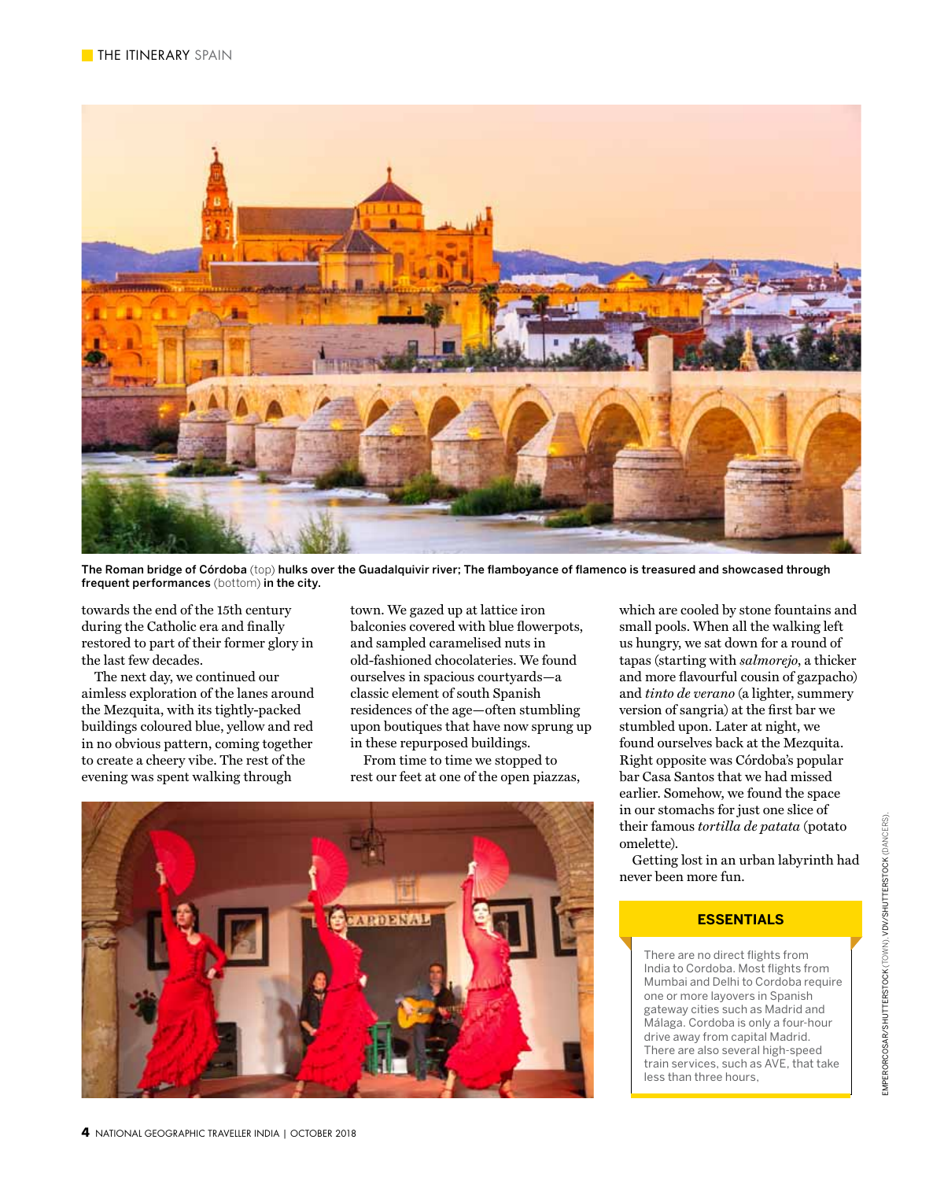The Roman bridge of Córdoba (top) hulks over the Guadalquivir river; The flamboyance of flamenco is treasured and showcased through frequent performances (bottom) in the city.

towards the end of the 15th century during the Catholic era and finally restored to part of their former glory in the last few decades.

The next day, we continued our aimless exploration of the lanes around the Mezquita, with its tightly-packed buildings coloured blue, yellow and red in no obvious pattern, coming together to create a cheery vibe. The rest of the evening was spent walking through town. We gazed up at lattice iron balconies covered with blue flowerpots, and sampled caramelised nuts in old-fashioned chocolateries. We found ourselves in spacious courtyards—a classic element of south Spanish residences of the age—often stumbling upon boutiques that have now sprung up in these repurposed buildings.

From time to time we stopped to rest our feet at one of the open piazzas, which are cooled by stone fountains and small pools. When all the walking left us hungry, we sat down for a round of tapas (starting with *salmorejo*, a thicker and more flavourful cousin of gazpacho) and *tinto de verano* (a lighter, summery version of sangria) at the first bar we stumbled upon. Later at night, we found ourselves back at the Mezquita. Right opposite was Córdoba's popular bar Casa Santos that we had missed earlier. Somehow, we found the space in our stomachs for just one slice of their famous *tortilla de patata* (potato omelette).

Getting lost in an urban labyrinth had never been more fun.

## ESSENTIALS

There are no direct flights from India to Cordoba. Most flights from Mumbai and Delhi to Cordoba require one or more layovers in Spanish gateway cities such as Madrid and Málaga. Cordoba is only a four-hour drive away from capital Madrid. There are also several high-speed train services, such as AVE, that take less than three hours,

EMPERORCOSAR/SHUTTERSTOCK (TOWN), VDV/SHUTTERSTOCK (DANCERS).